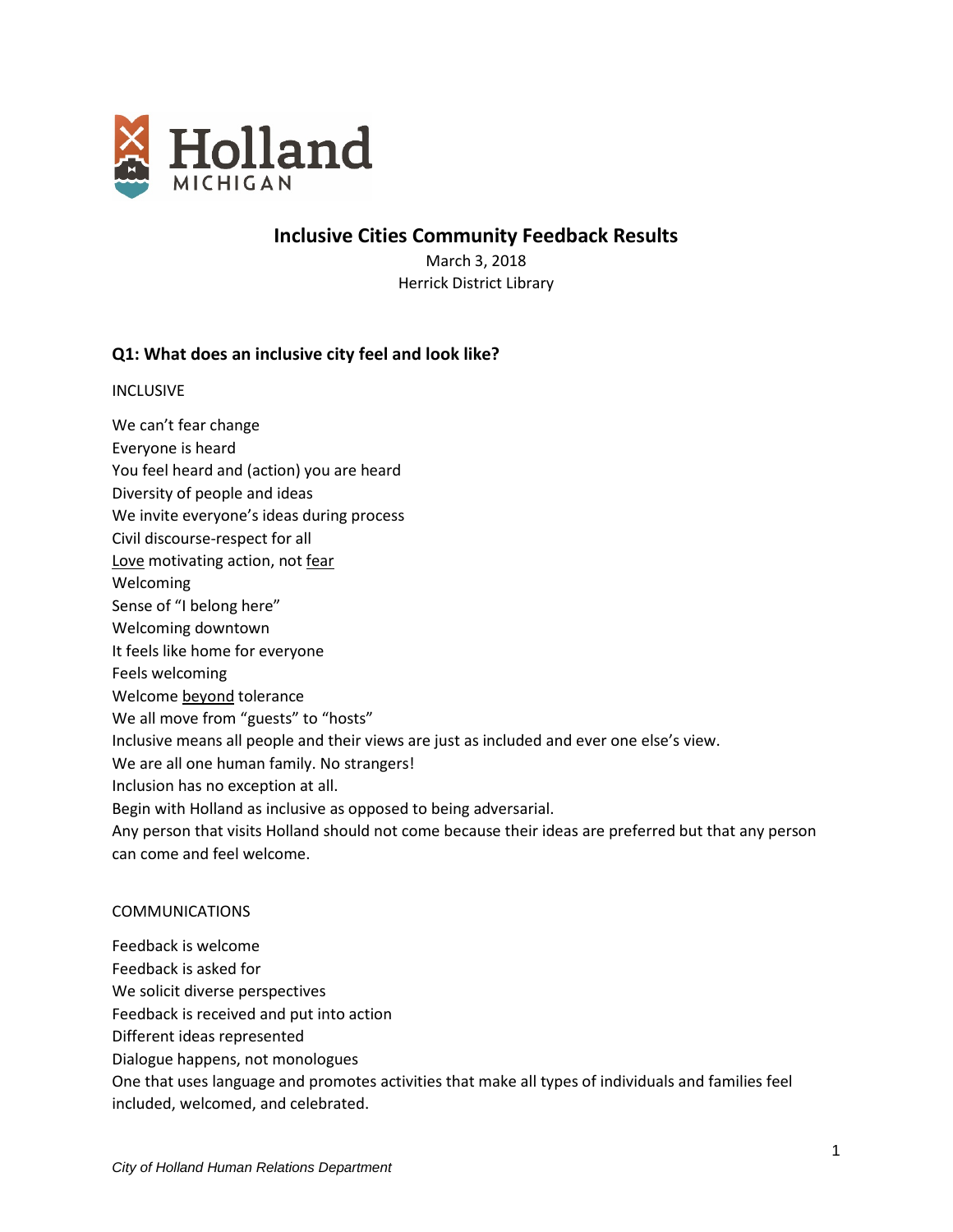# Inclusive Cities Community Feedback Results

March 3, 2018
Herrick District Library

## Q1: What does an inclusive city feel and look like?

INCLUSIVE

We can't fear change
Everyone is heard
You feel heard and (action) you are heard
Diversity of people and ideas
We invite everyone's ideas during process
Civil discourse-respect for all
<u>Love</u> motivating action, not <u>fear</u>
Welcoming
Sense of "I belong here"
Welcoming downtown
It feels like home for everyone
Feels welcoming
Welcome <u>beyond</u> tolerance
We all move from "guests" to "hosts"
Inclusive means all people and their views are just as included and ever one else's view.
We are all one human family. No strangers!
Inclusion has no exception at all.
Begin with Holland as inclusive as opposed to being adversarial.
Any person that visits Holland should not come because their ideas are preferred but that any person can come and feel welcome.

COMMUNICATIONS

Feedback is welcome
Feedback is asked for
We solicit diverse perspectives
Feedback is received and put into action
Different ideas represented
Dialogue happens, not monologues
One that uses language and promotes activities that make all types of individuals and families feel included, welcomed, and celebrated.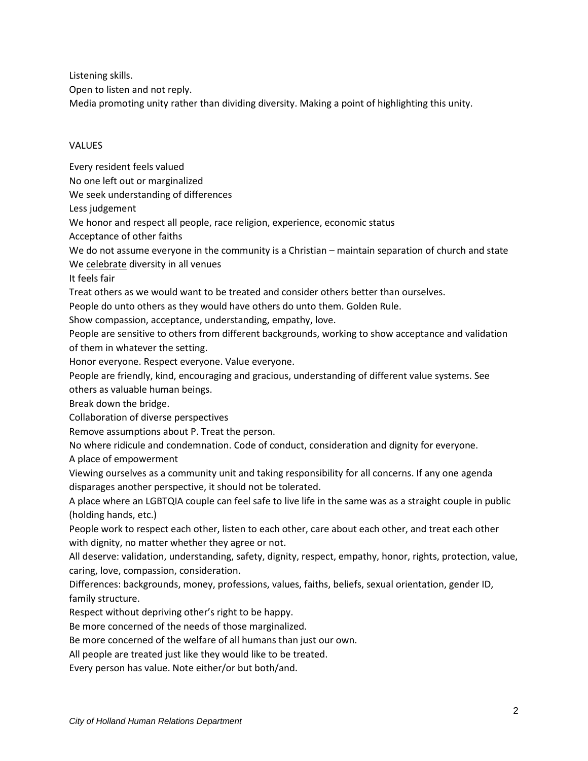Listening skills.

Open to listen and not reply.

Media promoting unity rather than dividing diversity. Making a point of highlighting this unity.

VALUES

Every resident feels valued

No one left out or marginalized

We seek understanding of differences

Less judgement

We honor and respect all people, race religion, experience, economic status

Acceptance of other faiths

We do not assume everyone in the community is a Christian – maintain separation of church and state

We <u>celebrate</u> diversity in all venues

It feels fair

Treat others as we would want to be treated and consider others better than ourselves.

People do unto others as they would have others do unto them. Golden Rule.

Show compassion, acceptance, understanding, empathy, love.

People are sensitive to others from different backgrounds, working to show acceptance and validation of them in whatever the setting.

Honor everyone. Respect everyone. Value everyone.

People are friendly, kind, encouraging and gracious, understanding of different value systems. See others as valuable human beings.

Break down the bridge.

Collaboration of diverse perspectives

Remove assumptions about P. Treat the person.

No where ridicule and condemnation. Code of conduct, consideration and dignity for everyone.

A place of empowerment

Viewing ourselves as a community unit and taking responsibility for all concerns. If any one agenda disparages another perspective, it should not be tolerated.

A place where an LGBTQIA couple can feel safe to live life in the same was as a straight couple in public (holding hands, etc.)

People work to respect each other, listen to each other, care about each other, and treat each other with dignity, no matter whether they agree or not.

All deserve: validation, understanding, safety, dignity, respect, empathy, honor, rights, protection, value, caring, love, compassion, consideration.

Differences: backgrounds, money, professions, values, faiths, beliefs, sexual orientation, gender ID, family structure.

Respect without depriving other's right to be happy.

Be more concerned of the needs of those marginalized.

Be more concerned of the welfare of all humans than just our own.

All people are treated just like they would like to be treated.

Every person has value. Note either/or but both/and.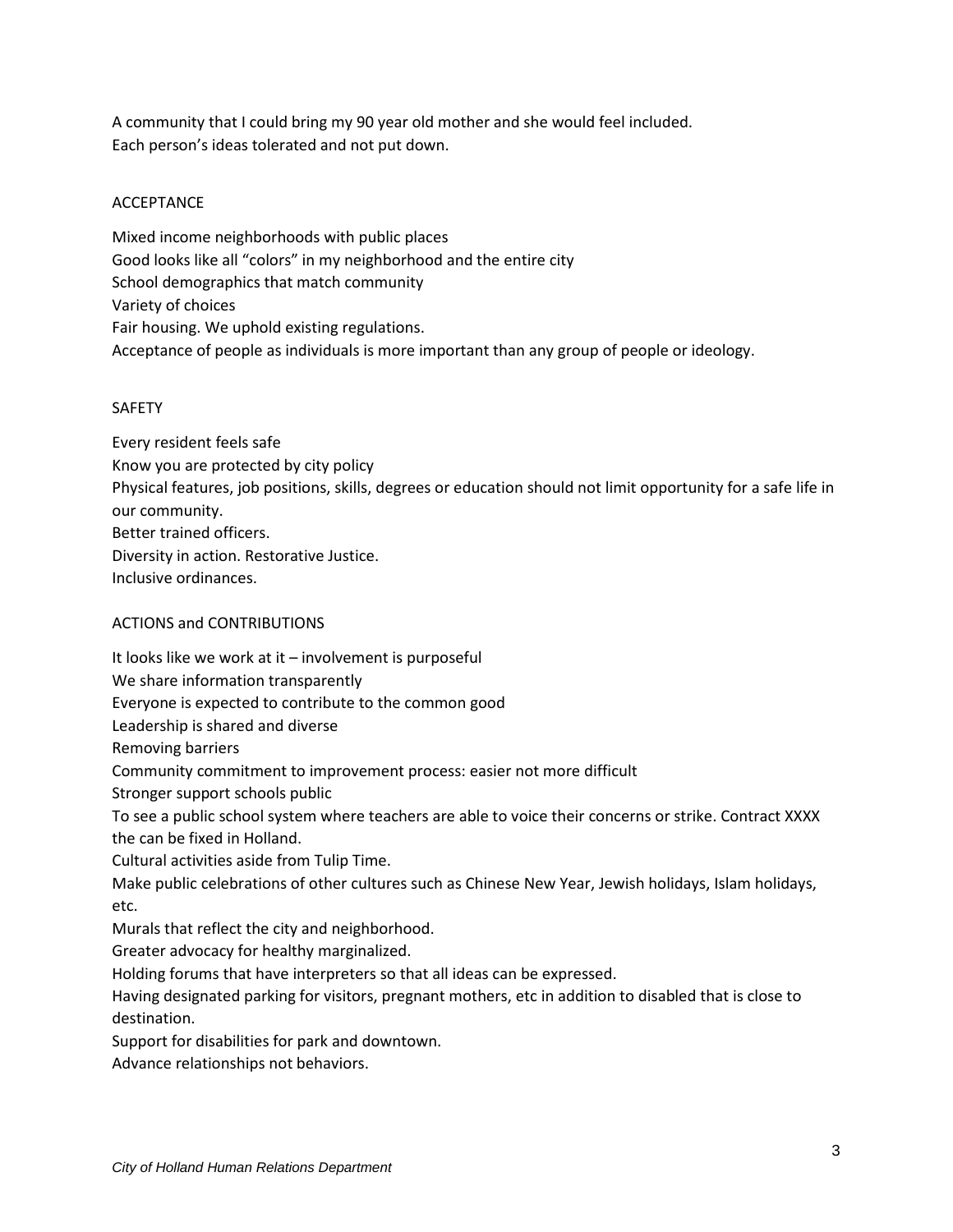A community that I could bring my 90 year old mother and she would feel included.
Each person's ideas tolerated and not put down.

## ACCEPTANCE

Mixed income neighborhoods with public places
Good looks like all "colors" in my neighborhood and the entire city
School demographics that match community
Variety of choices
Fair housing. We uphold existing regulations.
Acceptance of people as individuals is more important than any group of people or ideology.

## SAFETY

Every resident feels safe
Know you are protected by city policy
Physical features, job positions, skills, degrees or education should not limit opportunity for a safe life in our community.
Better trained officers.
Diversity in action. Restorative Justice.
Inclusive ordinances.

## ACTIONS and CONTRIBUTIONS

It looks like we work at it – involvement is purposeful
We share information transparently
Everyone is expected to contribute to the common good
Leadership is shared and diverse
Removing barriers
Community commitment to improvement process: easier not more difficult
Stronger support schools public
To see a public school system where teachers are able to voice their concerns or strike. Contract XXXX the can be fixed in Holland.
Cultural activities aside from Tulip Time.
Make public celebrations of other cultures such as Chinese New Year, Jewish holidays, Islam holidays, etc.
Murals that reflect the city and neighborhood.
Greater advocacy for healthy marginalized.
Holding forums that have interpreters so that all ideas can be expressed.
Having designated parking for visitors, pregnant mothers, etc in addition to disabled that is close to destination.
Support for disabilities for park and downtown.
Advance relationships not behaviors.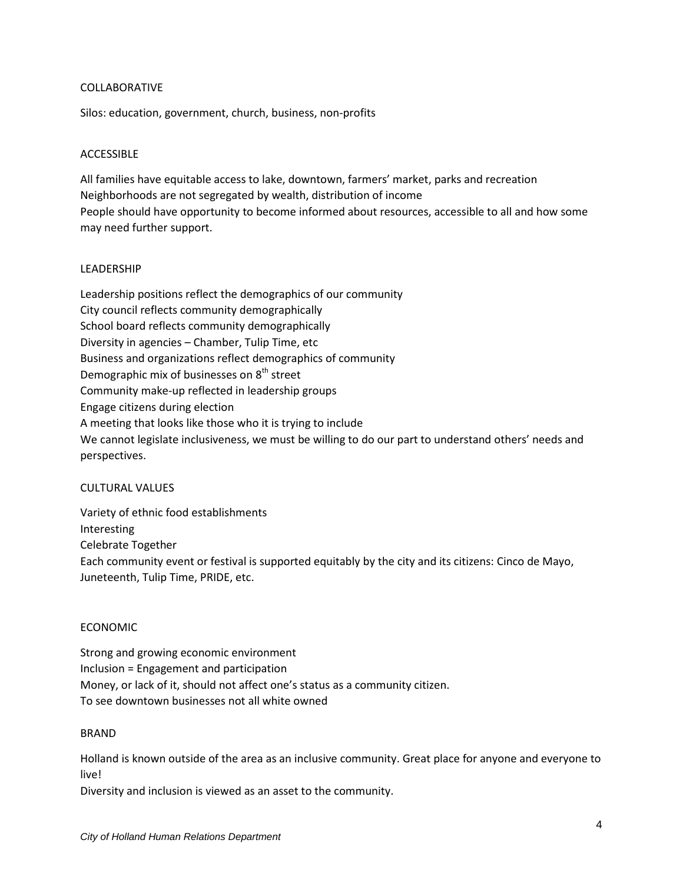## COLLABORATIVE

Silos: education, government, church, business, non-profits

## ACCESSIBLE

All families have equitable access to lake, downtown, farmers' market, parks and recreation
Neighborhoods are not segregated by wealth, distribution of income
People should have opportunity to become informed about resources, accessible to all and how some may need further support.

## LEADERSHIP

Leadership positions reflect the demographics of our community
City council reflects community demographically
School board reflects community demographically
Diversity in agencies – Chamber, Tulip Time, etc
Business and organizations reflect demographics of community
Demographic mix of businesses on 8th street
Community make-up reflected in leadership groups
Engage citizens during election
A meeting that looks like those who it is trying to include
We cannot legislate inclusiveness, we must be willing to do our part to understand others' needs and perspectives.

## CULTURAL VALUES

Variety of ethnic food establishments
Interesting
Celebrate Together
Each community event or festival is supported equitably by the city and its citizens: Cinco de Mayo, Juneteenth, Tulip Time, PRIDE, etc.

## ECONOMIC

Strong and growing economic environment
Inclusion = Engagement and participation
Money, or lack of it, should not affect one's status as a community citizen.
To see downtown businesses not all white owned

## BRAND

Holland is known outside of the area as an inclusive community. Great place for anyone and everyone to live!
Diversity and inclusion is viewed as an asset to the community.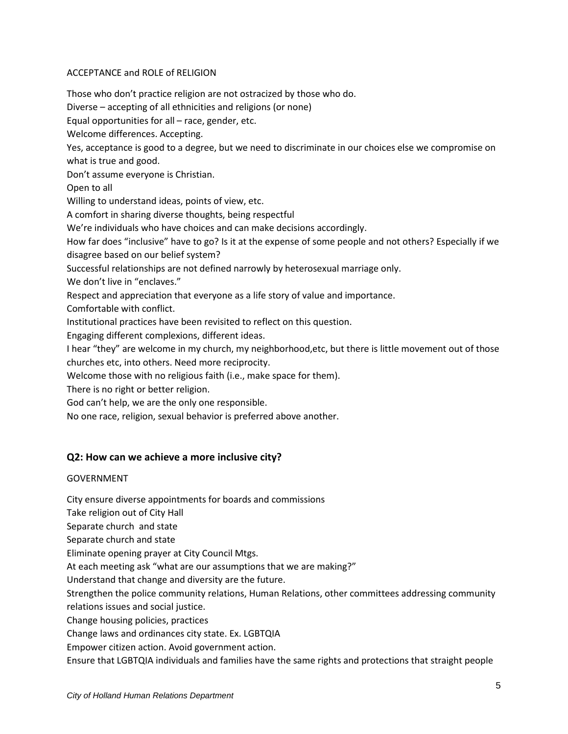ACCEPTANCE and ROLE of RELIGION

Those who don't practice religion are not ostracized by those who do.

Diverse – accepting of all ethnicities and religions (or none)

Equal opportunities for all – race, gender, etc.

Welcome differences. Accepting.

Yes, acceptance is good to a degree, but we need to discriminate in our choices else we compromise on what is true and good.

Don't assume everyone is Christian.

Open to all

Willing to understand ideas, points of view, etc.

A comfort in sharing diverse thoughts, being respectful

We're individuals who have choices and can make decisions accordingly.

How far does "inclusive" have to go? Is it at the expense of some people and not others? Especially if we disagree based on our belief system?

Successful relationships are not defined narrowly by heterosexual marriage only.

We don't live in "enclaves."

Respect and appreciation that everyone as a life story of value and importance.

Comfortable with conflict.

Institutional practices have been revisited to reflect on this question.

Engaging different complexions, different ideas.

I hear "they" are welcome in my church, my neighborhood,etc, but there is little movement out of those churches etc, into others. Need more reciprocity.

Welcome those with no religious faith (i.e., make space for them).

There is no right or better religion.

God can't help, we are the only one responsible.

No one race, religion, sexual behavior is preferred above another.

## Q2: How can we achieve a more inclusive city?

GOVERNMENT

City ensure diverse appointments for boards and commissions

Take religion out of City Hall

Separate church and state

Separate church and state

Eliminate opening prayer at City Council Mtgs.

At each meeting ask "what are our assumptions that we are making?"

Understand that change and diversity are the future.

Strengthen the police community relations, Human Relations, other committees addressing community relations issues and social justice.

Change housing policies, practices

Change laws and ordinances city state. Ex. LGBTQIA

Empower citizen action. Avoid government action.

Ensure that LGBTQIA individuals and families have the same rights and protections that straight people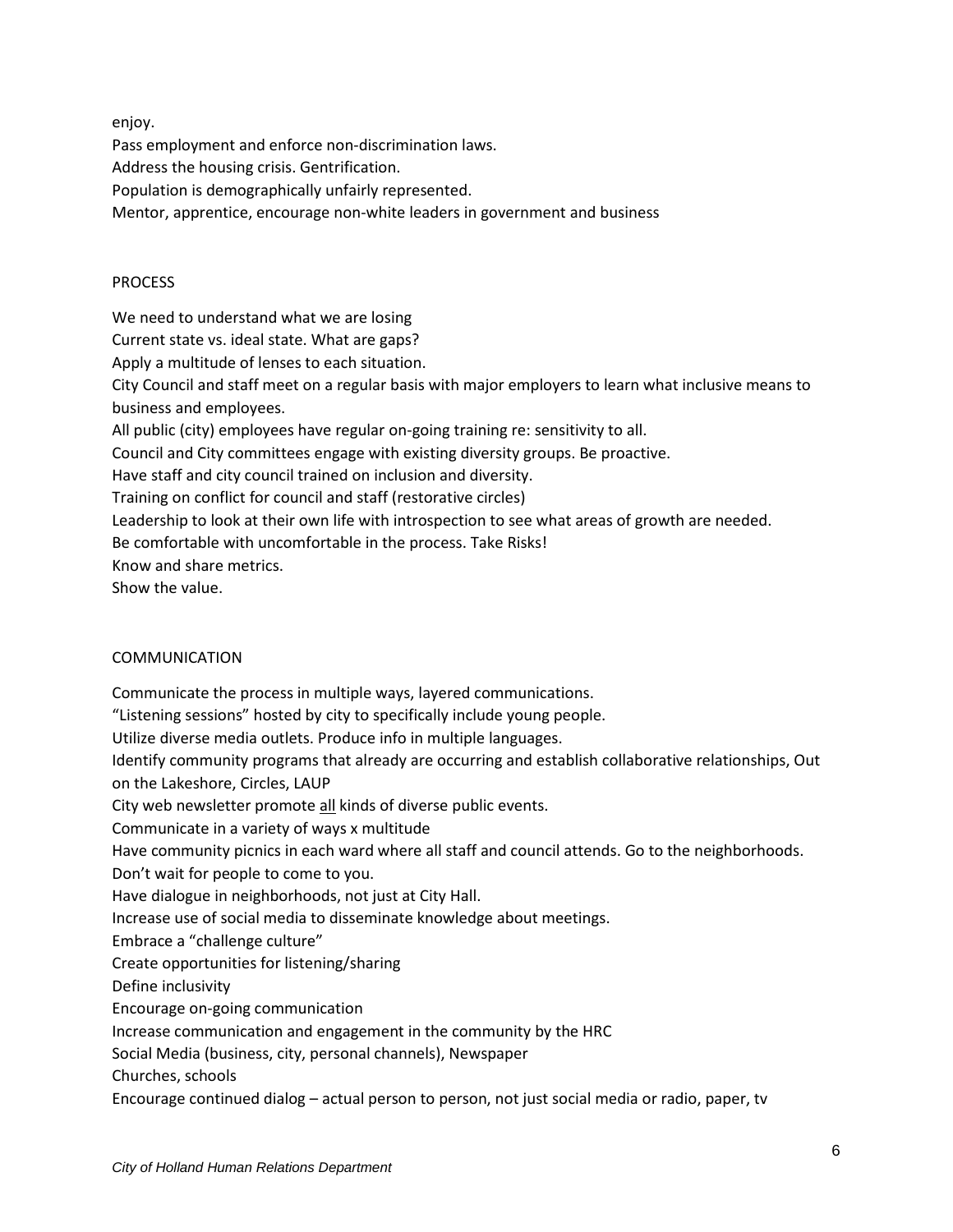enjoy.

Pass employment and enforce non-discrimination laws.

Address the housing crisis. Gentrification.

Population is demographically unfairly represented.

Mentor, apprentice, encourage non-white leaders in government and business

## PROCESS

We need to understand what we are losing

Current state vs. ideal state. What are gaps?

Apply a multitude of lenses to each situation.

City Council and staff meet on a regular basis with major employers to learn what inclusive means to business and employees.

All public (city) employees have regular on-going training re: sensitivity to all.

Council and City committees engage with existing diversity groups. Be proactive.

Have staff and city council trained on inclusion and diversity.

Training on conflict for council and staff (restorative circles)

Leadership to look at their own life with introspection to see what areas of growth are needed.

Be comfortable with uncomfortable in the process. Take Risks!

Know and share metrics.

Show the value.

## COMMUNICATION

Communicate the process in multiple ways, layered communications.

"Listening sessions" hosted by city to specifically include young people.

Utilize diverse media outlets. Produce info in multiple languages.

Identify community programs that already are occurring and establish collaborative relationships, Out on the Lakeshore, Circles, LAUP

City web newsletter promote <u>all</u> kinds of diverse public events.

Communicate in a variety of ways x multitude

Have community picnics in each ward where all staff and council attends. Go to the neighborhoods.

Don't wait for people to come to you.

Have dialogue in neighborhoods, not just at City Hall.

Increase use of social media to disseminate knowledge about meetings.

Embrace a "challenge culture"

Create opportunities for listening/sharing

Define inclusivity

Encourage on-going communication

Increase communication and engagement in the community by the HRC

Social Media (business, city, personal channels), Newspaper

Churches, schools

Encourage continued dialog – actual person to person, not just social media or radio, paper, tv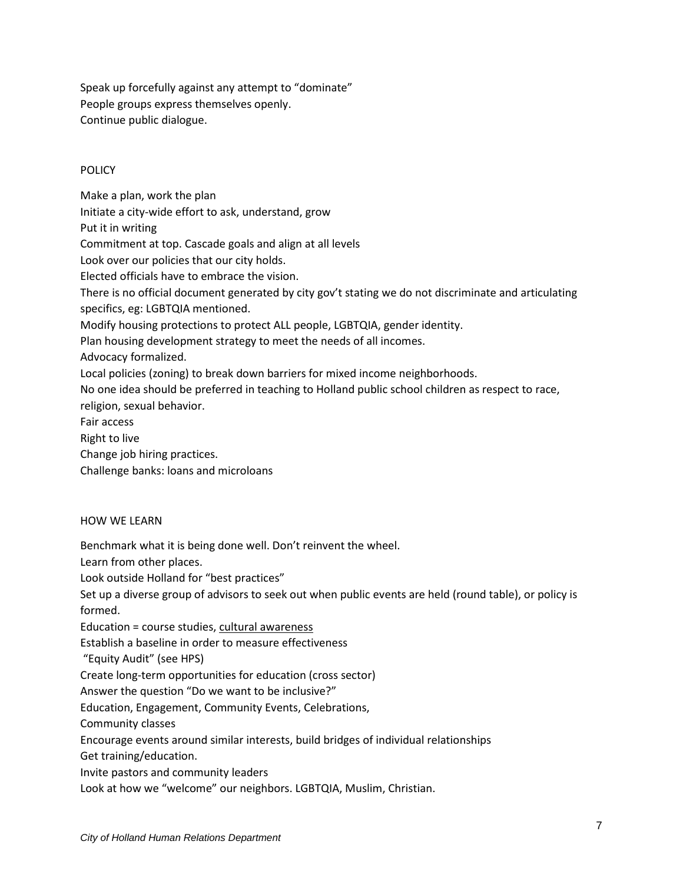Speak up forcefully against any attempt to “dominate”
People groups express themselves openly.
Continue public dialogue.

## POLICY

Make a plan, work the plan
Initiate a city-wide effort to ask, understand, grow
Put it in writing
Commitment at top. Cascade goals and align at all levels
Look over our policies that our city holds.
Elected officials have to embrace the vision.
There is no official document generated by city gov’t stating we do not discriminate and articulating specifics, eg: LGBTQIA mentioned.
Modify housing protections to protect ALL people, LGBTQIA, gender identity.
Plan housing development strategy to meet the needs of all incomes.
Advocacy formalized.
Local policies (zoning) to break down barriers for mixed income neighborhoods.
No one idea should be preferred in teaching to Holland public school children as respect to race, religion, sexual behavior.
Fair access
Right to live
Change job hiring practices.
Challenge banks: loans and microloans

## HOW WE LEARN

Benchmark what it is being done well. Don’t reinvent the wheel.
Learn from other places.
Look outside Holland for “best practices”
Set up a diverse group of advisors to seek out when public events are held (round table), or policy is formed.
Education = course studies, <u>cultural awareness</u>
Establish a baseline in order to measure effectiveness
“Equity Audit” (see HPS)
Create long-term opportunities for education (cross sector)
Answer the question “Do we want to be inclusive?”
Education, Engagement, Community Events, Celebrations,
Community classes
Encourage events around similar interests, build bridges of individual relationships
Get training/education.
Invite pastors and community leaders
Look at how we “welcome” our neighbors. LGBTQIA, Muslim, Christian.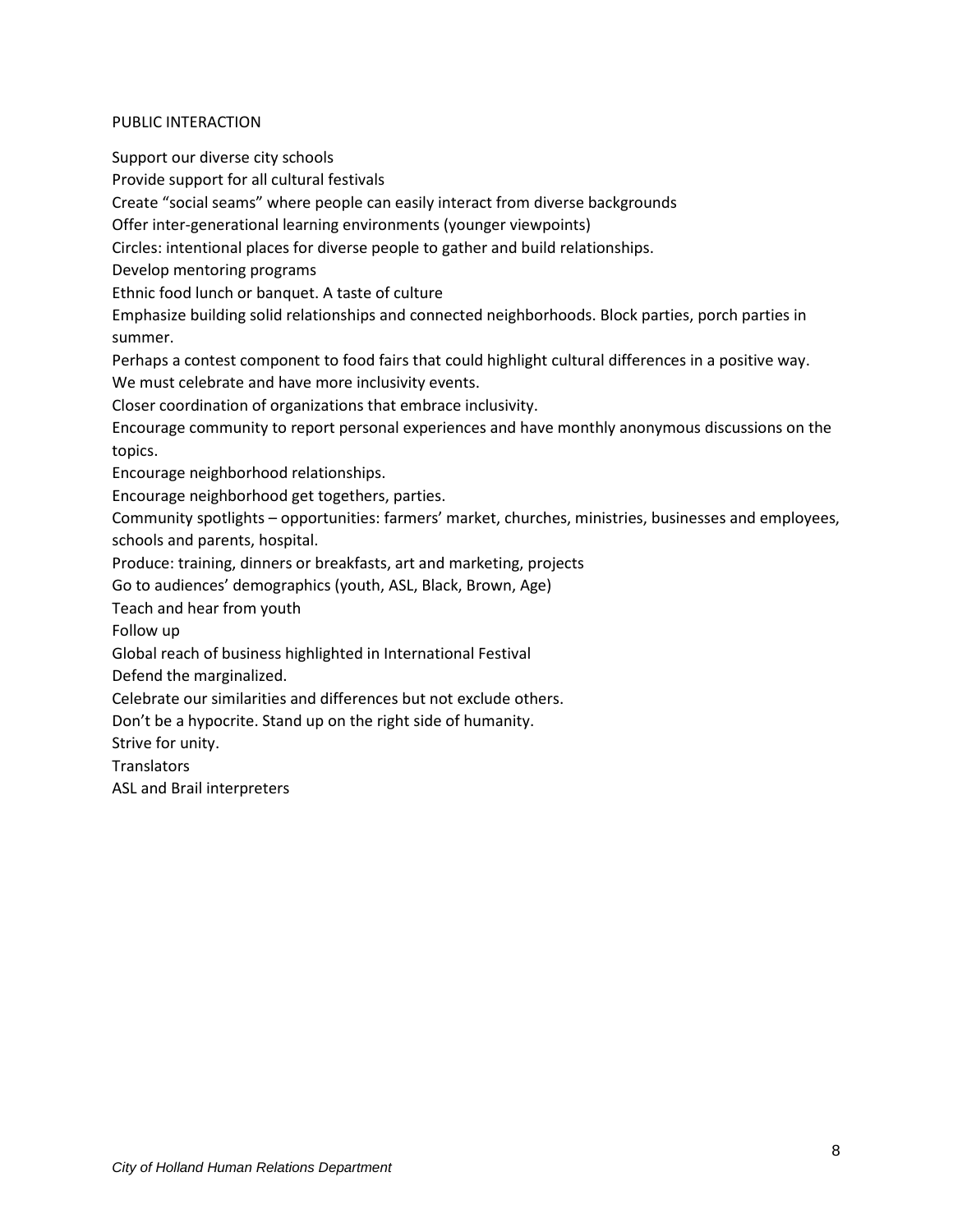PUBLIC INTERACTION

Support our diverse city schools
Provide support for all cultural festivals
Create "social seams" where people can easily interact from diverse backgrounds
Offer inter-generational learning environments (younger viewpoints)
Circles: intentional places for diverse people to gather and build relationships.
Develop mentoring programs
Ethnic food lunch or banquet. A taste of culture
Emphasize building solid relationships and connected neighborhoods. Block parties, porch parties in summer.
Perhaps a contest component to food fairs that could highlight cultural differences in a positive way.
We must celebrate and have more inclusivity events.
Closer coordination of organizations that embrace inclusivity.
Encourage community to report personal experiences and have monthly anonymous discussions on the topics.
Encourage neighborhood relationships.
Encourage neighborhood get togethers, parties.
Community spotlights – opportunities: farmers' market, churches, ministries, businesses and employees, schools and parents, hospital.
Produce: training, dinners or breakfasts, art and marketing, projects
Go to audiences' demographics (youth, ASL, Black, Brown, Age)
Teach and hear from youth
Follow up
Global reach of business highlighted in International Festival
Defend the marginalized.
Celebrate our similarities and differences but not exclude others.
Don't be a hypocrite. Stand up on the right side of humanity.
Strive for unity.
Translators
ASL and Brail interpreters